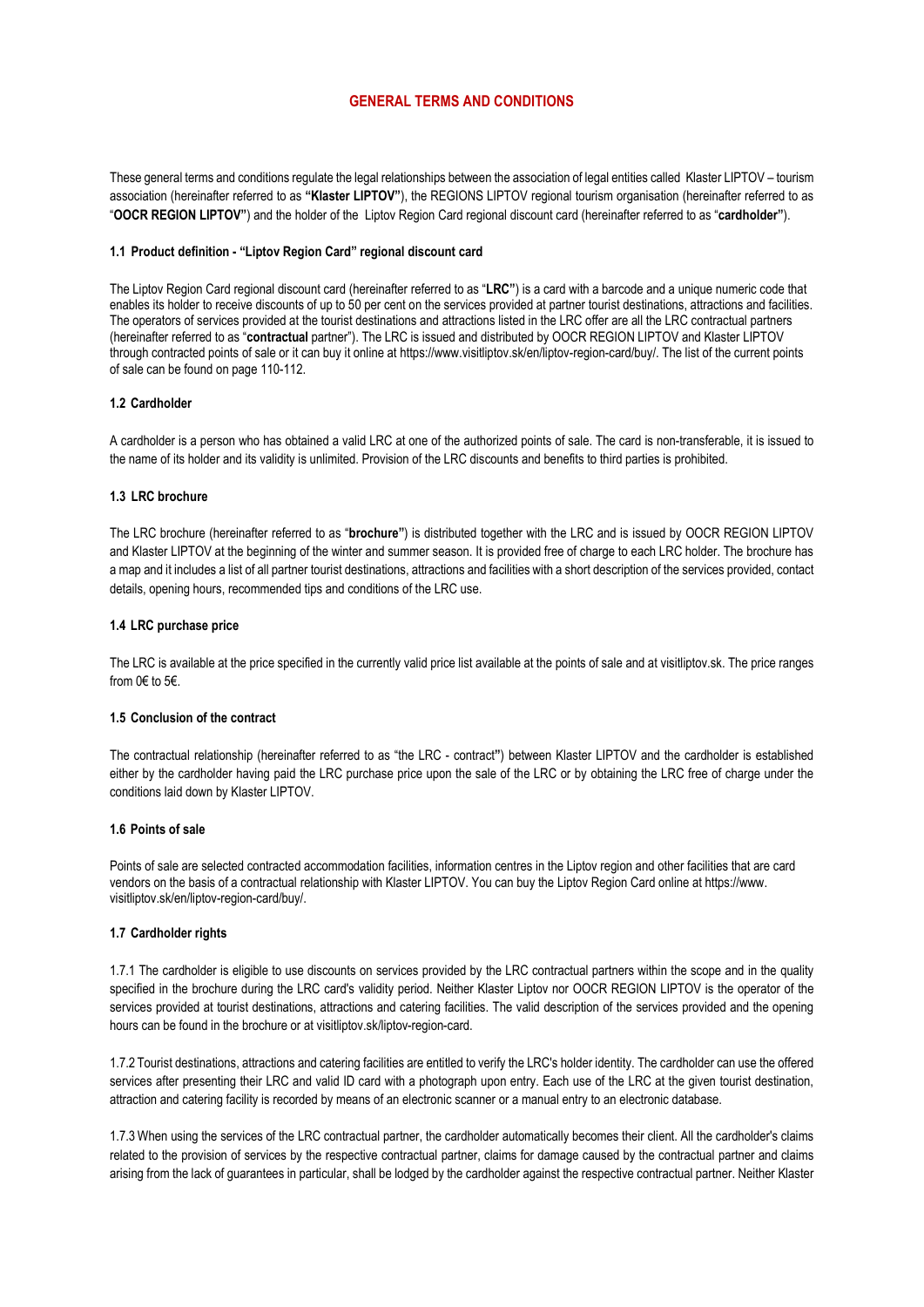# GENERAL TERMS AND CONDITIONS

These general terms and conditions regulate the legal relationships between the association of legal entities called Klaster LIPTOV – tourism association (hereinafter referred to as **"Klaster LIPTOV"**), the REGIONS LIPTOV regional tourism organisation (hereinafter referred to as "**OOCR REGION LIPTOV"**) and the holder of the Liptov Region Card regional discount card (hereinafter referred to as "**cardholder"**).

### 1.1 Product definition - "Liptov Region Card" regional discount card

The Liptov Region Card regional discount card (hereinafter referred to as "**LRC"**) is a card with a barcode and a unique numeric code that enables its holder to receive discounts of up to 50 per cent on the services provided at partner tourist destinations, attractions and facilities. The operators of services provided at the tourist destinations and attractions listed in the LRC offer are all the LRC contractual partners (hereinafter referred to as "**contractual** partner"). The LRC is issued and distributed by OOCR REGION LIPTOV and Klaster LIPTOV through contracted points of sale or it can buy it online at https://www.visitliptov.sk/en/liptov-region-card/buy/. The list of the current points of sale can be found on page 110-112.

### 1.2 Cardholder

A cardholder is a person who has obtained a valid LRC at one of the authorized points of sale. The card is non-transferable, it is issued to the name of its holder and its validity is unlimited. Provision of the LRC discounts and benefits to third parties is prohibited.

### 1.3 LRC brochure

The LRC brochure (hereinafter referred to as "**brochure"**) is distributed together with the LRC and is issued by OOCR REGION LIPTOV and Klaster LIPTOV at the beginning of the winter and summer season. It is provided free of charge to each LRC holder. The brochure has a map and it includes a list of all partner tourist destinations, attractions and facilities with a short description of the services provided, contact details, opening hours, recommended tips and conditions of the LRC use.

### 1.4 LRC purchase price

The LRC is available at the price specified in the currently valid price list available at the points of sale and at visitliptov.sk. The price ranges from 0€ to 5€.

### 1.5 Conclusion of the contract

The contractual relationship (hereinafter referred to as "the LRC - contract") between Klaster LIPTOV and the cardholder is established either by the cardholder having paid the LRC purchase price upon the sale of the LRC or by obtaining the LRC free of charge under the conditions laid down by Klaster LIPTOV.

### 1.6 Points of sale

Points of sale are selected contracted accommodation facilities, information centres in the Liptov region and other facilities that are card vendors on the basis of a contractual relationship with Klaster LIPTOV. You can buy the Liptov Region Card online at https://www. visitliptov.sk/en/liptov-region-card/buy/.

### 1.7 Cardholder rights

1.7.1 The cardholder is eligible to use discounts on services provided by the LRC contractual partners within the scope and in the quality specified in the brochure during the LRC card's validity period. Neither Klaster Liptov nor OOCR REGION LIPTOV is the operator of the services provided at tourist destinations, attractions and catering facilities. The valid description of the services provided and the opening hours can be found in the brochure or at visitliptov.sk/liptov-region-card.

1.7.2 Tourist destinations, attractions and catering facilities are entitled to verify the LRC's holder identity. The cardholder can use the offered services after presenting their LRC and valid ID card with a photograph upon entry. Each use of the LRC at the given tourist destination, attraction and catering facility is recorded by means of an electronic scanner or a manual entry to an electronic database.

1.7.3 When using the services of the LRC contractual partner, the cardholder automatically becomes their client. All the cardholder's claims related to the provision of services by the respective contractual partner, claims for damage caused by the contractual partner and claims arising from the lack of guarantees in particular, shall be lodged by the cardholder against the respective contractual partner. Neither Klaster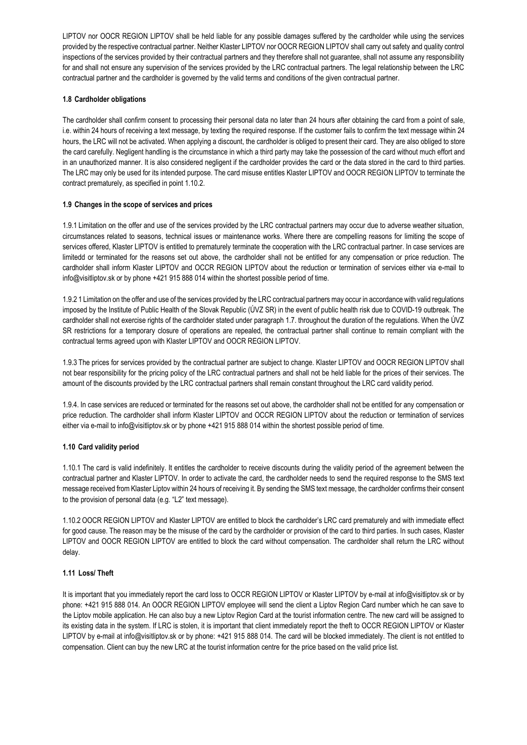LIPTOV nor OOCR REGION LIPTOV shall be held liable for any possible damages suffered by the cardholder while using the services provided by the respective contractual partner. Neither Klaster LIPTOV nor OOCR REGION LIPTOV shall carry out safety and quality control inspections of the services provided by their contractual partners and they therefore shall not guarantee, shall not assume any responsibility for and shall not ensure any supervision of the services provided by the LRC contractual partners. The legal relationship between the LRC contractual partner and the cardholder is governed by the valid terms and conditions of the given contractual partner.

#### 1.8 Cardholder obligations

The cardholder shall confirm consent to processing their personal data no later than 24 hours after obtaining the card from a point of sale, i.e. within 24 hours of receiving a text message, by texting the required response. If the customer fails to confirm the text message within 24 hours, the LRC will not be activated. When applying a discount, the cardholder is obliged to present their card. They are also obliged to store the card carefully. Negligent handling is the circumstance in which a third party may take the possession of the card without much effort and in an unauthorized manner. It is also considered negligent if the cardholder provides the card or the data stored in the card to third parties. The LRC may only be used for its intended purpose. The card misuse entitles Klaster LIPTOV and OOCR REGION LIPTOV to terminate the contract prematurely, as specified in point 1.10.2.

#### 1.9 Changes in the scope of services and prices

1.9.1 Limitation on the offer and use of the services provided by the LRC contractual partners may occur due to adverse weather situation, circumstances related to seasons, technical issues or maintenance works. Where there are compelling reasons for limiting the scope of services offered, Klaster LIPTOV is entitled to prematurely terminate the cooperation with the LRC contractual partner. In case services are limitedd or terminated for the reasons set out above, the cardholder shall not be entitled for any compensation or price reduction. The cardholder shall inform Klaster LIPTOV and OCCR REGION LIPTOV about the reduction or termination of services either via e-mail to info@visitliptov.sk or by phone +421 915 888 014 within the shortest possible period of time.

1.9.2 1 Limitation on the offer and use of the services provided by the LRC contractual partners may occur in accordance with valid regulations imposed by the Institute of Public Health of the Slovak Republic (ÚVZ SR) in the event of public health risk due to COVID-19 outbreak. The cardholder shall not exercise rights of the cardholder stated under paragraph 1.7. throughout the duration of the regulations. When the ÚVZ SR restrictions for a temporary closure of operations are repealed, the contractual partner shall continue to remain compliant with the contractual terms agreed upon with Klaster LIPTOV and OOCR REGION LIPTOV.

1.9.3 The prices for services provided by the contractual partner are subject to change. Klaster LIPTOV and OOCR REGION LIPTOV shall not bear responsibility for the pricing policy of the LRC contractual partners and shall not be held liable for the prices of their services. The amount of the discounts provided by the LRC contractual partners shall remain constant throughout the LRC card validity period.

1.9.4. In case services are reduced or terminated for the reasons set out above, the cardholder shall not be entitled for any compensation or price reduction. The cardholder shall inform Klaster LIPTOV and OCCR REGION LIPTOV about the reduction or termination of services either via e-mail to info@visitliptov.sk or by phone +421 915 888 014 within the shortest possible period of time.

#### 1.10 Card validity period

1.10.1 The card is valid indefinitely. It entitles the cardholder to receive discounts during the validity period of the agreement between the contractual partner and Klaster LIPTOV. In order to activate the card, the cardholder needs to send the required response to the SMS text message received from Klaster Liptov within 24 hours of receiving it. By sending the SMS text message, the cardholder confirms their consent to the provision of personal data (e.g. "L2" text message).

1.10.2 OOCR REGION LIPTOV and Klaster LIPTOV are entitled to block the cardholder's LRC card prematurely and with immediate effect for good cause. The reason may be the misuse of the card by the cardholder or provision of the card to third parties. In such cases, Klaster LIPTOV and OOCR REGION LIPTOV are entitled to block the card without compensation. The cardholder shall return the LRC without delay.

#### 1.11 Loss/ Theft

It is important that you immediately report the card loss to OCCR REGION LIPTOV or Klaster LIPTOV by e-mail at info@visitliptov.sk or by phone: +421 915 888 014. An OOCR REGION LIPTOV employee will send the client a Liptov Region Card number which he can save to the Liptov mobile application. He can also buy a new Liptov Region Card at the tourist information centre. The new card will be assigned to its existing data in the system. If LRC is stolen, it is important that client immediately report the theft to OCCR REGION LIPTOV or Klaster LIPTOV by e-mail at info@visitliptov.sk or by phone: +421 915 888 014. The card will be blocked immediately. The client is not entitled to compensation. Client can buy the new LRC at the tourist information centre for the price based on the valid price list.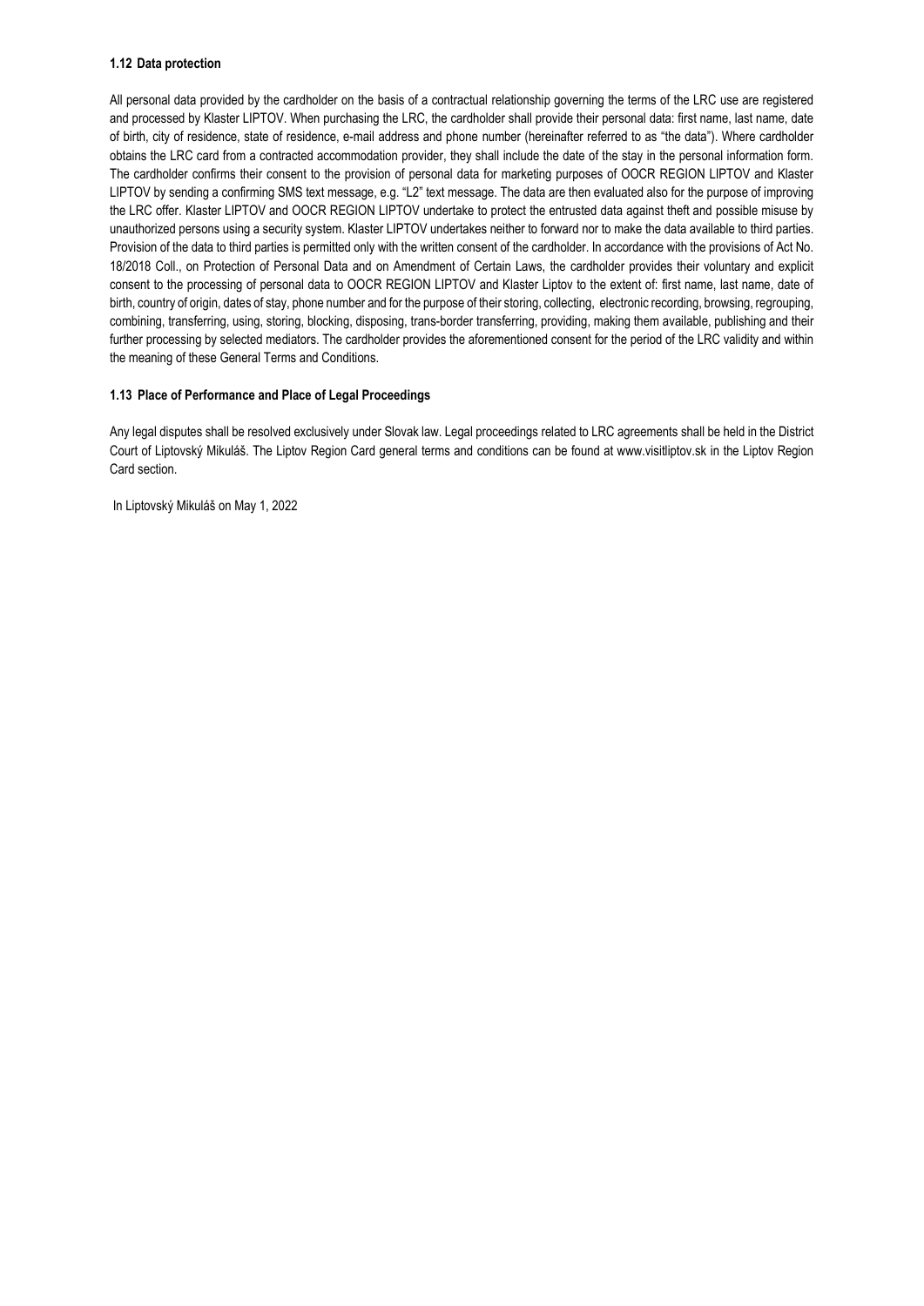### 1.12 Data protection

All personal data provided by the cardholder on the basis of a contractual relationship governing the terms of the LRC use are registered and processed by Klaster LIPTOV. When purchasing the LRC, the cardholder shall provide their personal data: first name, last name, date of birth, city of residence, state of residence, e-mail address and phone number (hereinafter referred to as "the data"). Where cardholder obtains the LRC card from a contracted accommodation provider, they shall include the date of the stay in the personal information form. The cardholder confirms their consent to the provision of personal data for marketing purposes of OOCR REGION LIPTOV and Klaster LIPTOV by sending a confirming SMS text message, e.g. "L2" text message. The data are then evaluated also for the purpose of improving the LRC offer. Klaster LIPTOV and OOCR REGION LIPTOV undertake to protect the entrusted data against theft and possible misuse by unauthorized persons using a security system. Klaster LIPTOV undertakes neither to forward nor to make the data available to third parties. Provision of the data to third parties is permitted only with the written consent of the cardholder. In accordance with the provisions of Act No. 18/2018 Coll., on Protection of Personal Data and on Amendment of Certain Laws, the cardholder provides their voluntary and explicit consent to the processing of personal data to OOCR REGION LIPTOV and Klaster Liptov to the extent of: first name, last name, date of birth, country of origin, dates of stay, phone number and for the purpose of their storing, collecting, electronic recording, browsing, regrouping, combining, transferring, using, storing, blocking, disposing, trans-border transferring, providing, making them available, publishing and their further processing by selected mediators. The cardholder provides the aforementioned consent for the period of the LRC validity and within the meaning of these General Terms and Conditions.

### 1.13 Place of Performance and Place of Legal Proceedings

Any legal disputes shall be resolved exclusively under Slovak law. Legal proceedings related to LRC agreements shall be held in the District Court of Liptovský Mikuláš. The Liptov Region Card general terms and conditions can be found at www.visitliptov.sk in the Liptov Region Card section.

In Liptovský Mikuláš on May 1, 2022